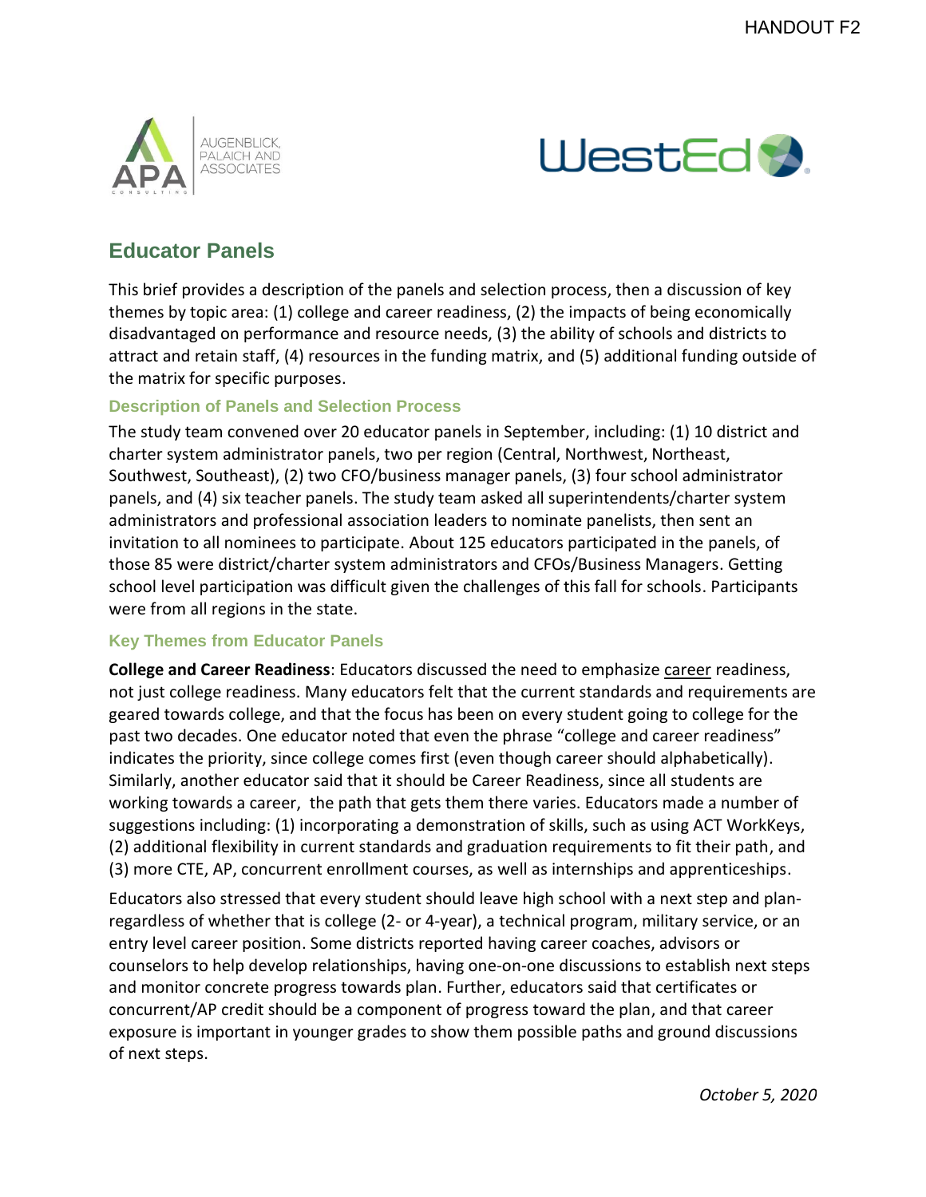## Educator Panels

This brief provides a description of the panels and selection process, then a discussion of key themes by topic area: (1) college and career readiness, (2) the impacts of being economically disadvantaged on performance and resource needs, (3) the ability of schools and districts to attract and retain staff, (4) resources in the funding matrix, and (5) additional funding outside of the matrix for specific purposes.

### Description of Panels and Selection Process

The study team convened over 20 educator panels in September, including: (1) 10 district and charter system administrator panels, two per region (Central, Northwest, Northeast, Southwest, Southeast), (2) two CFO/business manager panels, (3) four school administrator panels, and (4) six teacher panels. The study team asked all superintendents/charter system administrators and professional association leaders to nominate panelists, then sent an invitation to all nominees to participate. About 125 educators participated in the panels, of those 85 were district/charter system administrators and CFOs/Business Managers. Getting school level participation was difficult given the challenges of this fall for schools. Participants were from all regions in the state.

### Key Themes from Educator Panels

**College and Career Readiness**: Educators discussed the need to emphasize career readiness, not just college readiness. Many educators felt that the current standards and requirements are geared towards college, and that the focus has been on every student going to college for the past two decades. One educator noted that even the phrase "college and career readiness" indicates the priority, since college comes first (even though career should alphabetically). Similarly, another educator said that it should be Career Readiness, since all students are working towards a career, the path that gets them there varies. Educators made a number of suggestions including: (1) incorporating a demonstration of skills, such as using ACT WorkKeys, (2) additional flexibility in current standards and graduation requirements to fit their path, and (3) more CTE, AP, concurrent enrollment courses, as well as internships and apprenticeships.

Educators also stressed that every student should leave high school with a next step and plan- regardless of whether that is college (2- or 4-year), a technical program, military service, or an entry level career position. Some districts reported having career coaches, advisors or counselors to help develop relationships, having one-on-one discussions to establish next steps and monitor concrete progress towards plan. Further, educators said that certificates or concurrent/AP credit should be a component of progress toward the plan, and that career exposure is important in younger grades to show them possible paths and ground discussions of next steps.

*October 5, 2020*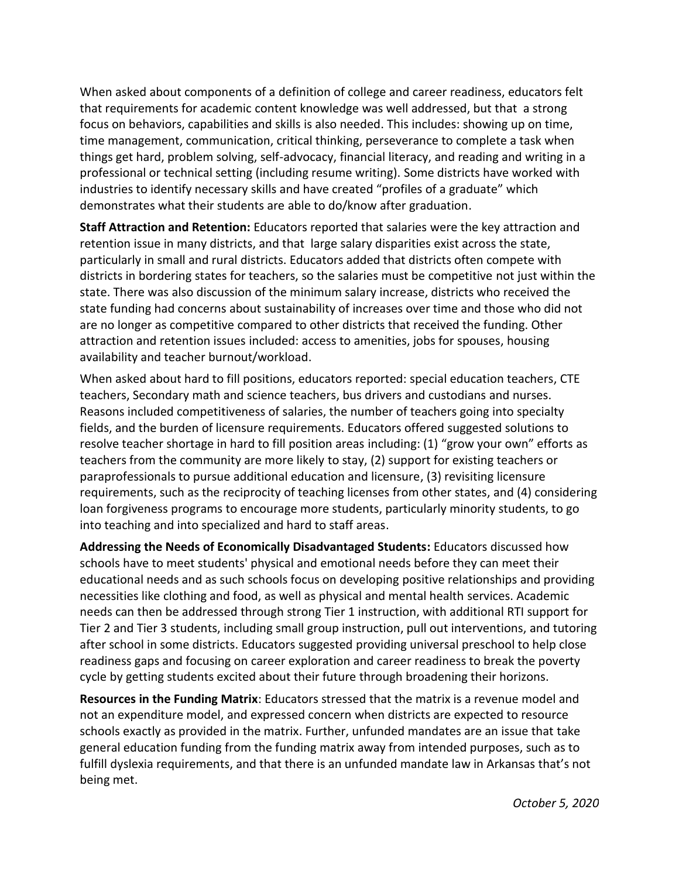When asked about components of a definition of college and career readiness, educators felt that requirements for academic content knowledge was well addressed, but that a strong focus on behaviors, capabilities and skills is also needed. This includes: showing up on time, time management, communication, critical thinking, perseverance to complete a task when things get hard, problem solving, self-advocacy, financial literacy, and reading and writing in a professional or technical setting (including resume writing). Some districts have worked with industries to identify necessary skills and have created "profiles of a graduate" which demonstrates what their students are able to do/know after graduation.

**Staff Attraction and Retention:** Educators reported that salaries were the key attraction and retention issue in many districts, and that large salary disparities exist across the state, particularly in small and rural districts. Educators added that districts often compete with districts in bordering states for teachers, so the salaries must be competitive not just within the state. There was also discussion of the minimum salary increase, districts who received the state funding had concerns about sustainability of increases over time and those who did not are no longer as competitive compared to other districts that received the funding. Other attraction and retention issues included: access to amenities, jobs for spouses, housing availability and teacher burnout/workload.

When asked about hard to fill positions, educators reported: special education teachers, CTE teachers, Secondary math and science teachers, bus drivers and custodians and nurses. Reasons included competitiveness of salaries, the number of teachers going into specialty fields, and the burden of licensure requirements. Educators offered suggested solutions to resolve teacher shortage in hard to fill position areas including: (1) "grow your own" efforts as teachers from the community are more likely to stay, (2) support for existing teachers or paraprofessionals to pursue additional education and licensure, (3) revisiting licensure requirements, such as the reciprocity of teaching licenses from other states, and (4) considering loan forgiveness programs to encourage more students, particularly minority students, to go into teaching and into specialized and hard to staff areas.

**Addressing the Needs of Economically Disadvantaged Students:** Educators discussed how schools have to meet students' physical and emotional needs before they can meet their educational needs and as such schools focus on developing positive relationships and providing necessities like clothing and food, as well as physical and mental health services. Academic needs can then be addressed through strong Tier 1 instruction, with additional RTI support for Tier 2 and Tier 3 students, including small group instruction, pull out interventions, and tutoring after school in some districts. Educators suggested providing universal preschool to help close readiness gaps and focusing on career exploration and career readiness to break the poverty cycle by getting students excited about their future through broadening their horizons.

**Resources in the Funding Matrix**: Educators stressed that the matrix is a revenue model and not an expenditure model, and expressed concern when districts are expected to resource schools exactly as provided in the matrix. Further, unfunded mandates are an issue that take general education funding from the funding matrix away from intended purposes, such as to fulfill dyslexia requirements, and that there is an unfunded mandate law in Arkansas that's not being met.

*October 5, 2020*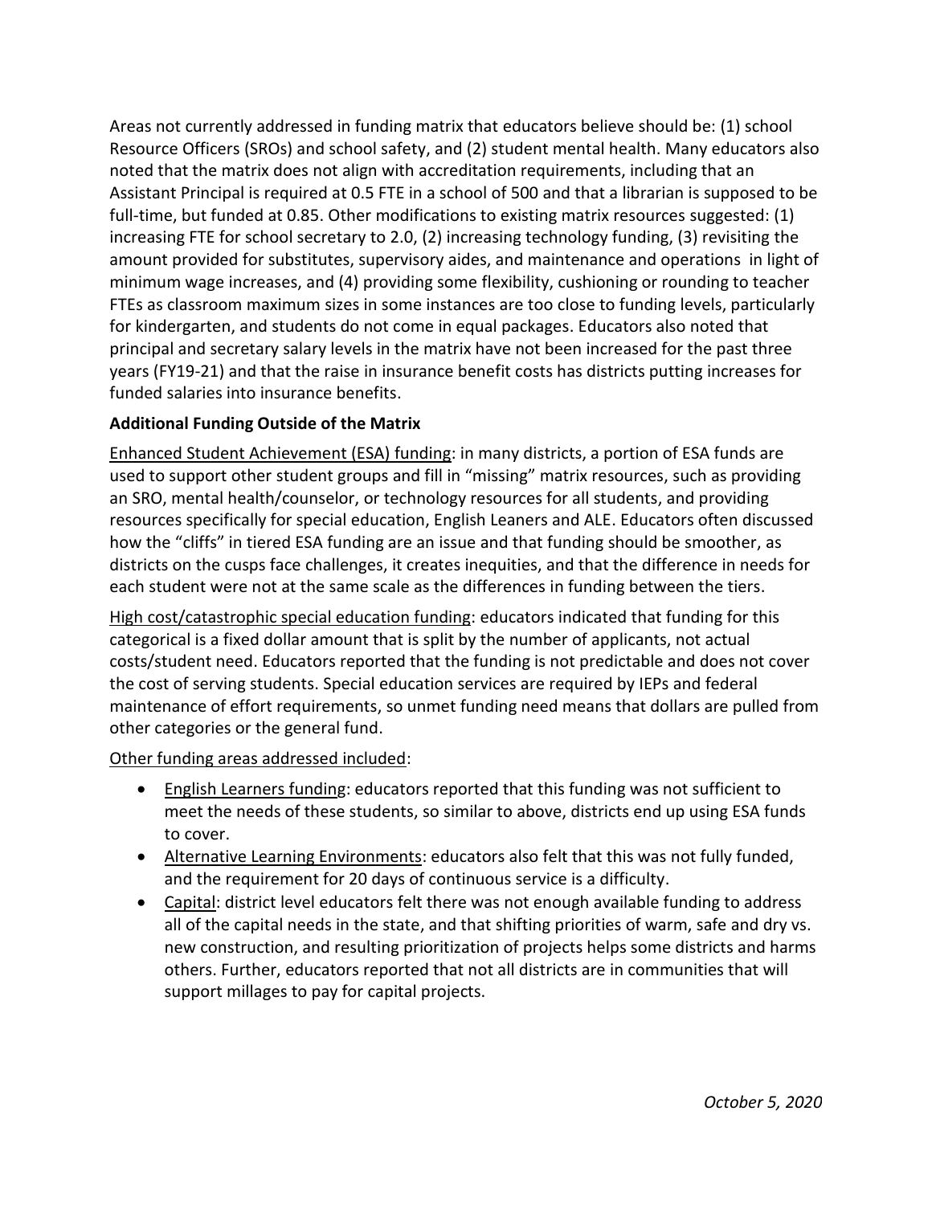Areas not currently addressed in funding matrix that educators believe should be: (1) school Resource Officers (SROs) and school safety, and (2) student mental health. Many educators also noted that the matrix does not align with accreditation requirements, including that an Assistant Principal is required at 0.5 FTE in a school of 500 and that a librarian is supposed to be full-time, but funded at 0.85. Other modifications to existing matrix resources suggested: (1) increasing FTE for school secretary to 2.0, (2) increasing technology funding, (3) revisiting the amount provided for substitutes, supervisory aides, and maintenance and operations in light of minimum wage increases, and (4) providing some flexibility, cushioning or rounding to teacher FTEs as classroom maximum sizes in some instances are too close to funding levels, particularly for kindergarten, and students do not come in equal packages. Educators also noted that principal and secretary salary levels in the matrix have not been increased for the past three years (FY19-21) and that the raise in insurance benefit costs has districts putting increases for funded salaries into insurance benefits.

**Additional Funding Outside of the Matrix**

Enhanced Student Achievement (ESA) funding: in many districts, a portion of ESA funds are used to support other student groups and fill in "missing" matrix resources, such as providing an SRO, mental health/counselor, or technology resources for all students, and providing resources specifically for special education, English Leaners and ALE. Educators often discussed how the "cliffs" in tiered ESA funding are an issue and that funding should be smoother, as districts on the cusps face challenges, it creates inequities, and that the difference in needs for each student were not at the same scale as the differences in funding between the tiers.

High cost/catastrophic special education funding: educators indicated that funding for this categorical is a fixed dollar amount that is split by the number of applicants, not actual costs/student need. Educators reported that the funding is not predictable and does not cover the cost of serving students. Special education services are required by IEPs and federal maintenance of effort requirements, so unmet funding need means that dollars are pulled from other categories or the general fund.

Other funding areas addressed included:

- English Learners funding: educators reported that this funding was not sufficient to meet the needs of these students, so similar to above, districts end up using ESA funds to cover.
- Alternative Learning Environments: educators also felt that this was not fully funded, and the requirement for 20 days of continuous service is a difficulty.
- Capital: district level educators felt there was not enough available funding to address all of the capital needs in the state, and that shifting priorities of warm, safe and dry vs. new construction, and resulting prioritization of projects helps some districts and harms others. Further, educators reported that not all districts are in communities that will support millages to pay for capital projects.

*October 5, 2020*